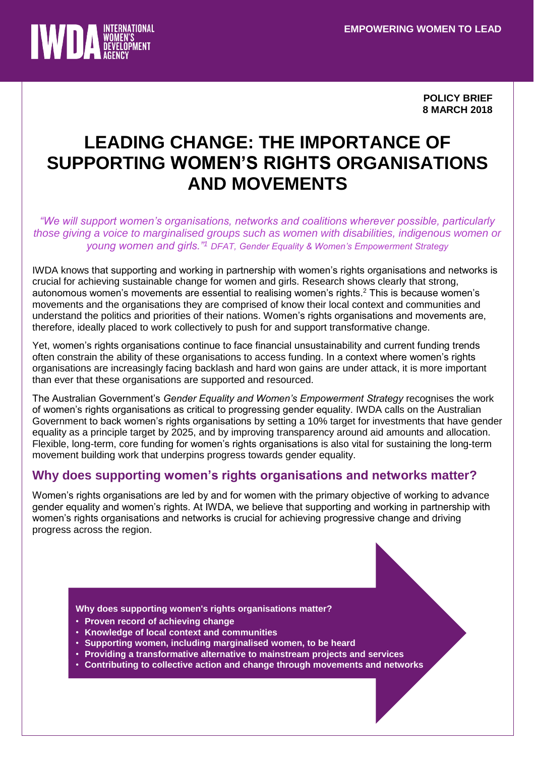**POLICY BRIEF**
**8 MARCH 2018**

# LEADING CHANGE: THE IMPORTANCE OF SUPPORTING WOMEN'S RIGHTS ORGANISATIONS AND MOVEMENTS

*"We will support women's organisations, networks and coalitions wherever possible, particularly those giving a voice to marginalised groups such as women with disabilities, indigenous women or young women and girls."[1] DFAT, Gender Equality & Women's Empowerment Strategy*

IWDA knows that supporting and working in partnership with women's rights organisations and networks is crucial for achieving sustainable change for women and girls. Research shows clearly that strong, autonomous women's movements are essential to realising women's rights.[2] This is because women's movements and the organisations they are comprised of know their local context and communities and understand the politics and priorities of their nations. Women's rights organisations and movements are, therefore, ideally placed to work collectively to push for and support transformative change.

Yet, women's rights organisations continue to face financial unsustainability and current funding trends often constrain the ability of these organisations to access funding. In a context where women's rights organisations are increasingly facing backlash and hard won gains are under attack, it is more important than ever that these organisations are supported and resourced.

The Australian Government's *Gender Equality and Women's Empowerment Strategy* recognises the work of women's rights organisations as critical to progressing gender equality. IWDA calls on the Australian Government to back women's rights organisations by setting a 10% target for investments that have gender equality as a principle target by 2025, and by improving transparency around aid amounts and allocation. Flexible, long-term, core funding for women's rights organisations is also vital for sustaining the long-term movement building work that underpins progress towards gender equality.

## Why does supporting women's rights organisations and networks matter?

Women's rights organisations are led by and for women with the primary objective of working to advance gender equality and women's rights. At IWDA, we believe that supporting and working in partnership with women's rights organisations and networks is crucial for achieving progressive change and driving progress across the region.

**Why does supporting women's rights organisations matter?**

- **Proven record of achieving change**
- **Knowledge of local context and communities**
- **Supporting women, including marginalised women, to be heard**
- **Providing a transformative alternative to mainstream projects and services**
- **Contributing to collective action and change through movements and networks**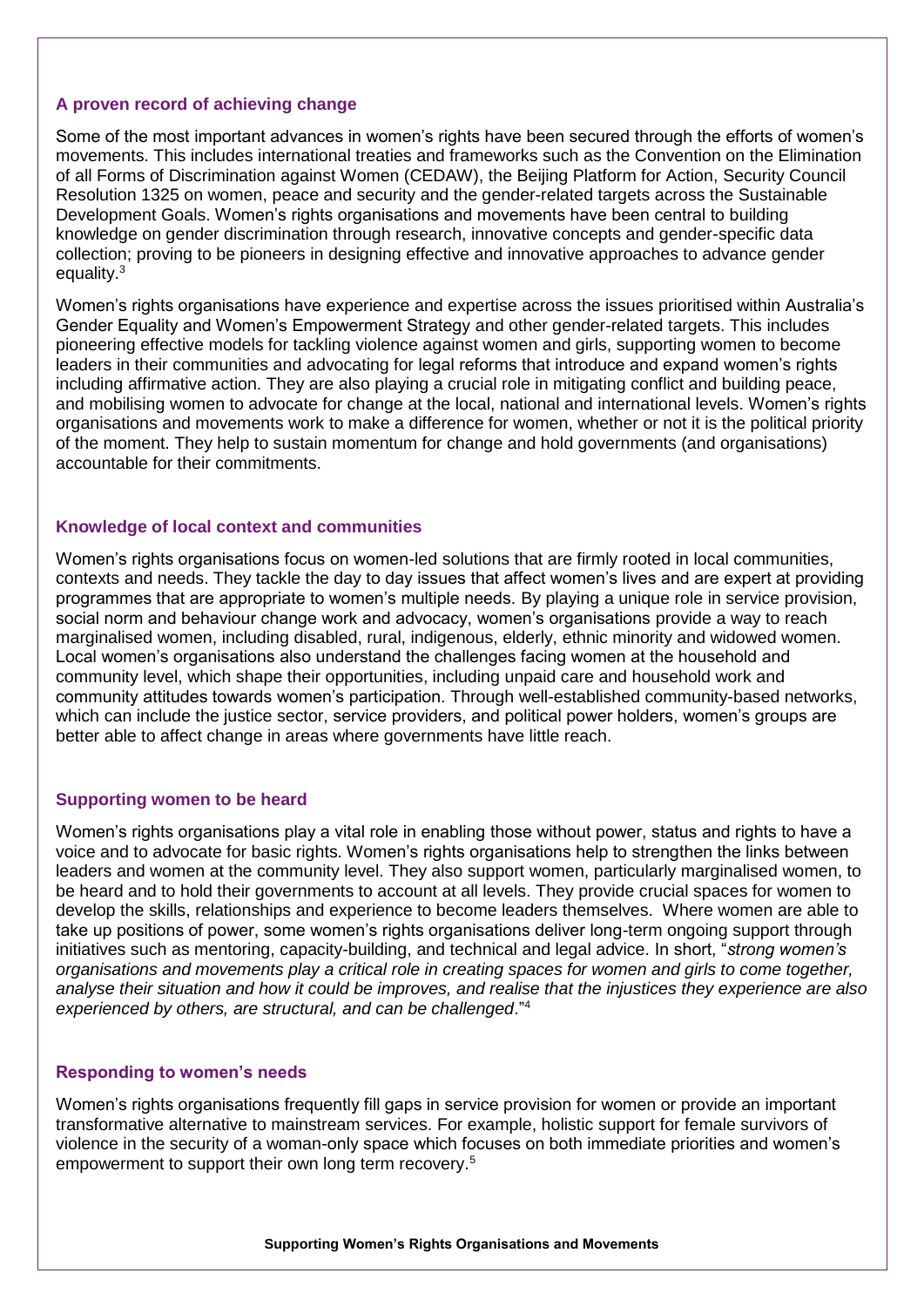### A proven record of achieving change

Some of the most important advances in women's rights have been secured through the efforts of women's movements. This includes international treaties and frameworks such as the Convention on the Elimination of all Forms of Discrimination against Women (CEDAW), the Beijing Platform for Action, Security Council Resolution 1325 on women, peace and security and the gender-related targets across the Sustainable Development Goals. Women's rights organisations and movements have been central to building knowledge on gender discrimination through research, innovative concepts and gender-specific data collection; proving to be pioneers in designing effective and innovative approaches to advance gender equality.[3]

Women's rights organisations have experience and expertise across the issues prioritised within Australia's Gender Equality and Women's Empowerment Strategy and other gender-related targets. This includes pioneering effective models for tackling violence against women and girls, supporting women to become leaders in their communities and advocating for legal reforms that introduce and expand women's rights including affirmative action. They are also playing a crucial role in mitigating conflict and building peace, and mobilising women to advocate for change at the local, national and international levels. Women's rights organisations and movements work to make a difference for women, whether or not it is the political priority of the moment. They help to sustain momentum for change and hold governments (and organisations) accountable for their commitments.

### Knowledge of local context and communities

Women's rights organisations focus on women-led solutions that are firmly rooted in local communities, contexts and needs. They tackle the day to day issues that affect women's lives and are expert at providing programmes that are appropriate to women's multiple needs. By playing a unique role in service provision, social norm and behaviour change work and advocacy, women's organisations provide a way to reach marginalised women, including disabled, rural, indigenous, elderly, ethnic minority and widowed women. Local women's organisations also understand the challenges facing women at the household and community level, which shape their opportunities, including unpaid care and household work and community attitudes towards women's participation. Through well-established community-based networks, which can include the justice sector, service providers, and political power holders, women's groups are better able to affect change in areas where governments have little reach.

### Supporting women to be heard

Women's rights organisations play a vital role in enabling those without power, status and rights to have a voice and to advocate for basic rights. Women's rights organisations help to strengthen the links between leaders and women at the community level. They also support women, particularly marginalised women, to be heard and to hold their governments to account at all levels. They provide crucial spaces for women to develop the skills, relationships and experience to become leaders themselves. Where women are able to take up positions of power, some women's rights organisations deliver long-term ongoing support through initiatives such as mentoring, capacity-building, and technical and legal advice. In short, "*strong women's organisations and movements play a critical role in creating spaces for women and girls to come together, analyse their situation and how it could be improves, and realise that the injustices they experience are also experienced by others, are structural, and can be challenged*."[4]

### Responding to women's needs

Women's rights organisations frequently fill gaps in service provision for women or provide an important transformative alternative to mainstream services. For example, holistic support for female survivors of violence in the security of a woman-only space which focuses on both immediate priorities and women's empowerment to support their own long term recovery.[5]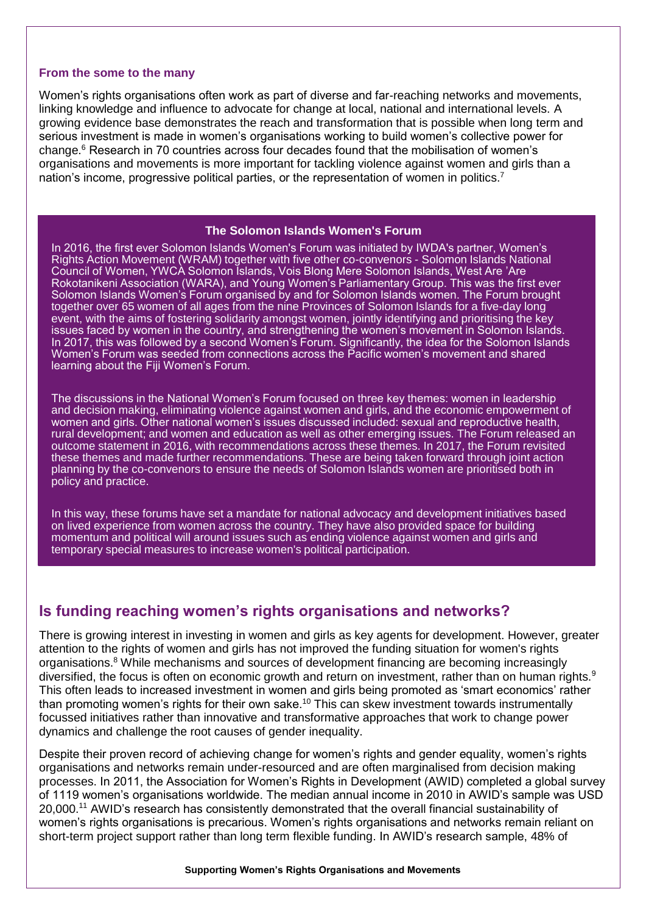### From the some to the many

Women's rights organisations often work as part of diverse and far-reaching networks and movements, linking knowledge and influence to advocate for change at local, national and international levels. A growing evidence base demonstrates the reach and transformation that is possible when long term and serious investment is made in women's organisations working to build women's collective power for change.[6] Research in 70 countries across four decades found that the mobilisation of women's organisations and movements is more important for tackling violence against women and girls than a nation's income, progressive political parties, or the representation of women in politics.[7]

**The Solomon Islands Women's Forum**

In 2016, the first ever Solomon Islands Women's Forum was initiated by IWDA's partner, Women's Rights Action Movement (WRAM) together with five other co-convenors - Solomon Islands National Council of Women, YWCA Solomon Islands, Vois Blong Mere Solomon Islands, West Are 'Are Rokotanikeni Association (WARA), and Young Women's Parliamentary Group. This was the first ever Solomon Islands Women's Forum organised by and for Solomon Islands women. The Forum brought together over 65 women of all ages from the nine Provinces of Solomon Islands for a five-day long event, with the aims of fostering solidarity amongst women, jointly identifying and prioritising the key issues faced by women in the country, and strengthening the women's movement in Solomon Islands. In 2017, this was followed by a second Women's Forum. Significantly, the idea for the Solomon Islands Women's Forum was seeded from connections across the Pacific women's movement and shared learning about the Fiji Women's Forum.

The discussions in the National Women's Forum focused on three key themes: women in leadership and decision making, eliminating violence against women and girls, and the economic empowerment of women and girls. Other national women's issues discussed included: sexual and reproductive health, rural development; and women and education as well as other emerging issues. The Forum released an outcome statement in 2016, with recommendations across these themes. In 2017, the Forum revisited these themes and made further recommendations. These are being taken forward through joint action planning by the co-convenors to ensure the needs of Solomon Islands women are prioritised both in policy and practice.

In this way, these forums have set a mandate for national advocacy and development initiatives based on lived experience from women across the country. They have also provided space for building momentum and political will around issues such as ending violence against women and girls and temporary special measures to increase women's political participation.

## Is funding reaching women's rights organisations and networks?

There is growing interest in investing in women and girls as key agents for development. However, greater attention to the rights of women and girls has not improved the funding situation for women's rights organisations.[8] While mechanisms and sources of development financing are becoming increasingly diversified, the focus is often on economic growth and return on investment, rather than on human rights.[9] This often leads to increased investment in women and girls being promoted as 'smart economics' rather than promoting women's rights for their own sake.[10] This can skew investment towards instrumentally focussed initiatives rather than innovative and transformative approaches that work to change power dynamics and challenge the root causes of gender inequality.

Despite their proven record of achieving change for women's rights and gender equality, women's rights organisations and networks remain under-resourced and are often marginalised from decision making processes. In 2011, the Association for Women's Rights in Development (AWID) completed a global survey of 1119 women's organisations worldwide. The median annual income in 2010 in AWID's sample was USD 20,000.[11] AWID's research has consistently demonstrated that the overall financial sustainability of women's rights organisations is precarious. Women's rights organisations and networks remain reliant on short-term project support rather than long term flexible funding. In AWID's research sample, 48% of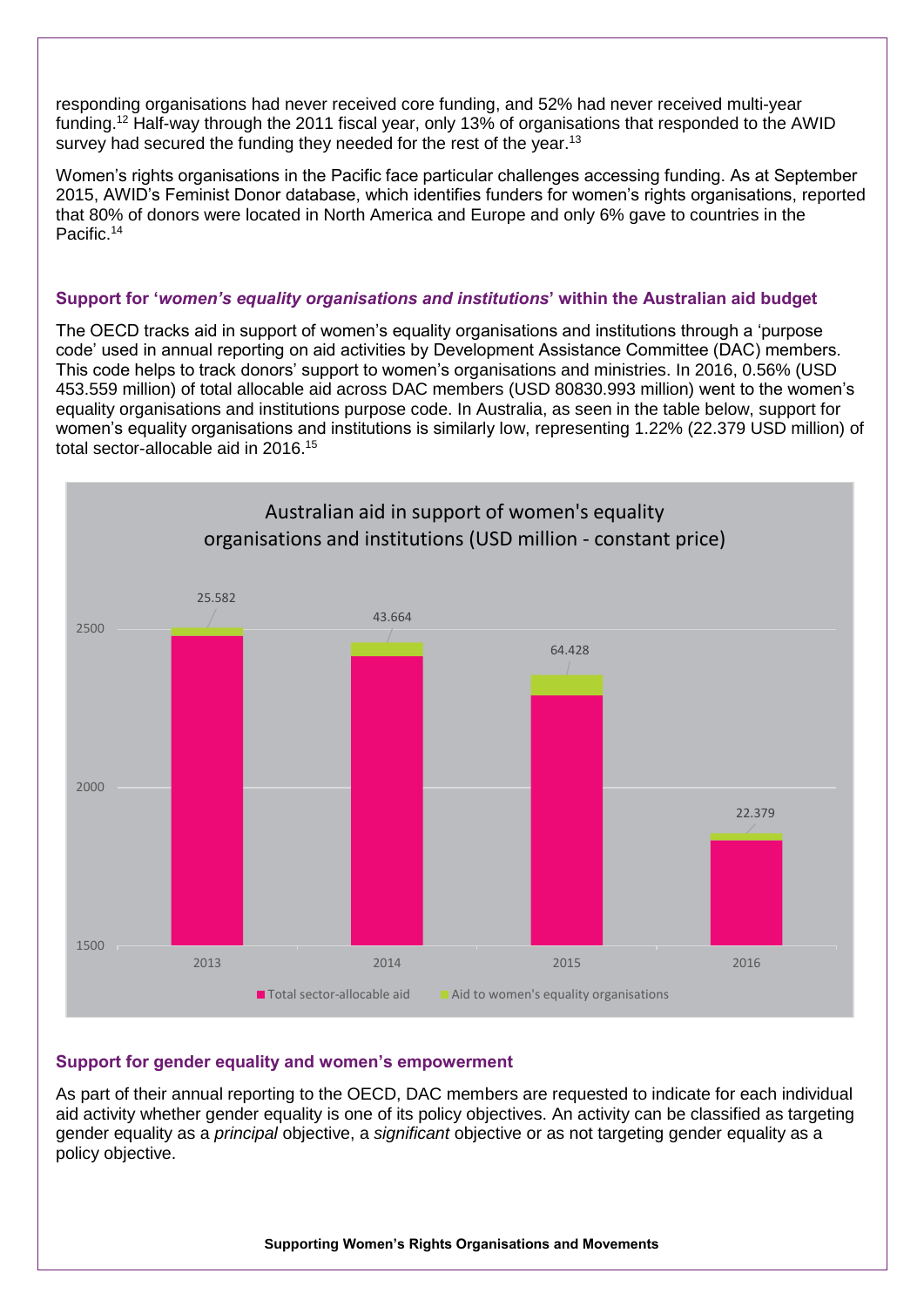responding organisations had never received core funding, and 52% had never received multi-year funding.[12] Half-way through the 2011 fiscal year, only 13% of organisations that responded to the AWID survey had secured the funding they needed for the rest of the year.[13]

Women's rights organisations in the Pacific face particular challenges accessing funding. As at September 2015, AWID's Feminist Donor database, which identifies funders for women's rights organisations, reported that 80% of donors were located in North America and Europe and only 6% gave to countries in the Pacific.[14]

### Support for '*women's equality organisations and institutions*' within the Australian aid budget

The OECD tracks aid in support of women's equality organisations and institutions through a 'purpose code' used in annual reporting on aid activities by Development Assistance Committee (DAC) members. This code helps to track donors' support to women's organisations and ministries. In 2016, 0.56% (USD 453.559 million) of total allocable aid across DAC members (USD 80830.993 million) went to the women's equality organisations and institutions purpose code. In Australia, as seen in the table below, support for women's equality organisations and institutions is similarly low, representing 1.22% (22.379 USD million) of total sector-allocable aid in 2016.[15]

Australian aid in support of women's equality organisations and institutions (USD million - constant price)

2500
2000
1500

25.582
43.664
64.428
22.379

2013
2014
2015
2016

Total sector-allocable aid
Aid to women's equality organisations

### Support for gender equality and women's empowerment

As part of their annual reporting to the OECD, DAC members are requested to indicate for each individual aid activity whether gender equality is one of its policy objectives. An activity can be classified as targeting gender equality as a *principal* objective, a *significant* objective or as not targeting gender equality as a policy objective.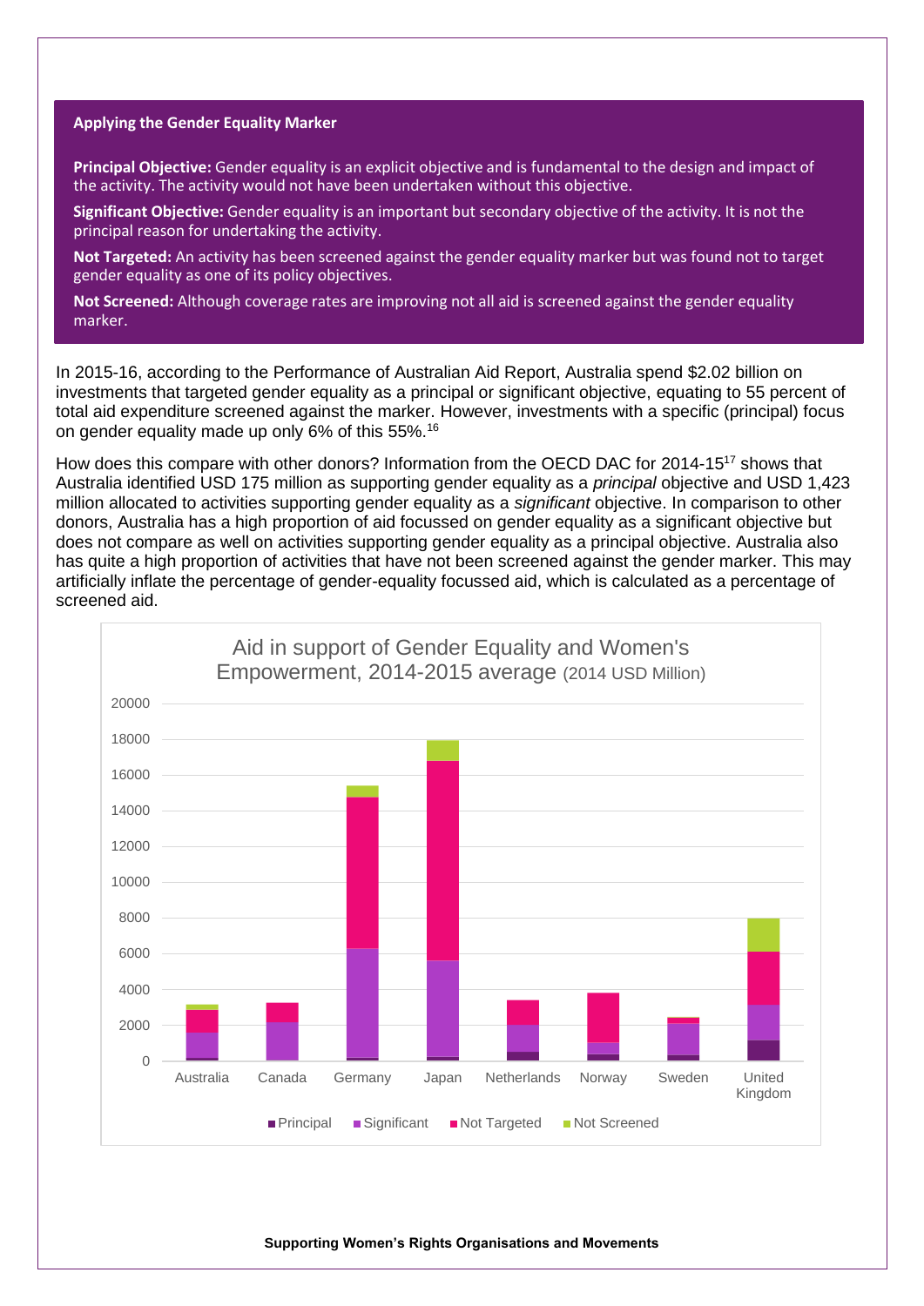**Applying the Gender Equality Marker**

**Principal Objective:** Gender equality is an explicit objective and is fundamental to the design and impact of the activity. The activity would not have been undertaken without this objective.

**Significant Objective:** Gender equality is an important but secondary objective of the activity. It is not the principal reason for undertaking the activity.

**Not Targeted:** An activity has been screened against the gender equality marker but was found not to target gender equality as one of its policy objectives.

**Not Screened:** Although coverage rates are improving not all aid is screened against the gender equality marker.

In 2015-16, according to the Performance of Australian Aid Report, Australia spend $2.02 billion on investments that targeted gender equality as a principal or significant objective, equating to 55 percent of total aid expenditure screened against the marker. However, investments with a specific (principal) focus on gender equality made up only 6% of this 55%.[16]

How does this compare with other donors? Information from the OECD DAC for 2014-15[17] shows that Australia identified USD 175 million as supporting gender equality as a *principal* objective and USD 1,423 million allocated to activities supporting gender equality as a *significant* objective. In comparison to other donors, Australia has a high proportion of aid focussed on gender equality as a significant objective but does not compare as well on activities supporting gender equality as a principal objective. Australia also has quite a high proportion of activities that have not been screened against the gender marker. This may artificially inflate the percentage of gender-equality focussed aid, which is calculated as a percentage of screened aid.

Aid in support of Gender Equality and Women's Empowerment, 2014-2015 average (2014 USD Million)

20000
18000
16000
14000
12000
10000
8000
6000
4000
2000
0

Australia
Canada
Germany
Japan
Netherlands
Norway
Sweden
United Kingdom

Principal
Significant
Not Targeted
Not Screened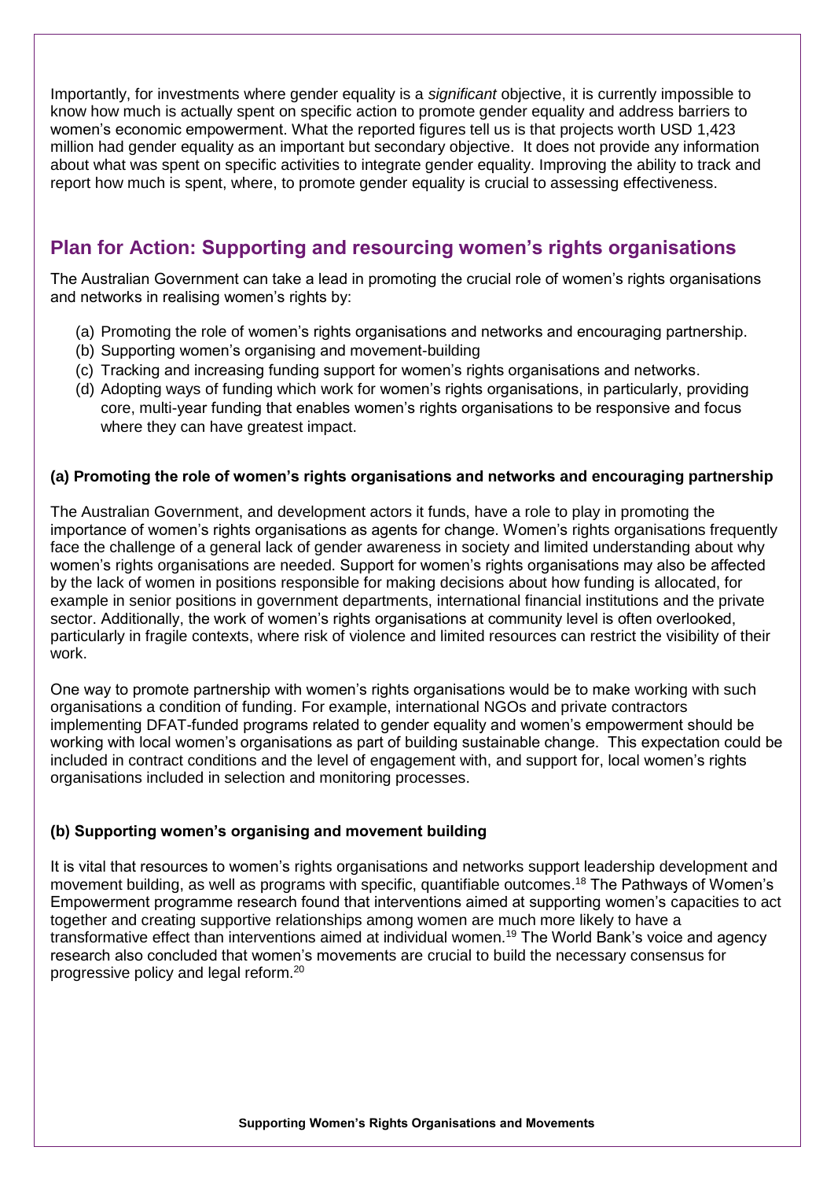Importantly, for investments where gender equality is a *significant* objective, it is currently impossible to know how much is actually spent on specific action to promote gender equality and address barriers to women's economic empowerment. What the reported figures tell us is that projects worth USD 1,423 million had gender equality as an important but secondary objective. It does not provide any information about what was spent on specific activities to integrate gender equality. Improving the ability to track and report how much is spent, where, to promote gender equality is crucial to assessing effectiveness.

## Plan for Action: Supporting and resourcing women's rights organisations

The Australian Government can take a lead in promoting the crucial role of women's rights organisations and networks in realising women's rights by:

(a) Promoting the role of women's rights organisations and networks and encouraging partnership.
(b) Supporting women's organising and movement-building
(c) Tracking and increasing funding support for women's rights organisations and networks.
(d) Adopting ways of funding which work for women's rights organisations, in particularly, providing core, multi-year funding that enables women's rights organisations to be responsive and focus where they can have greatest impact.

### (a) Promoting the role of women's rights organisations and networks and encouraging partnership

The Australian Government, and development actors it funds, have a role to play in promoting the importance of women's rights organisations as agents for change. Women's rights organisations frequently face the challenge of a general lack of gender awareness in society and limited understanding about why women's rights organisations are needed. Support for women's rights organisations may also be affected by the lack of women in positions responsible for making decisions about how funding is allocated, for example in senior positions in government departments, international financial institutions and the private sector. Additionally, the work of women's rights organisations at community level is often overlooked, particularly in fragile contexts, where risk of violence and limited resources can restrict the visibility of their work.

One way to promote partnership with women's rights organisations would be to make working with such organisations a condition of funding. For example, international NGOs and private contractors implementing DFAT-funded programs related to gender equality and women's empowerment should be working with local women's organisations as part of building sustainable change. This expectation could be included in contract conditions and the level of engagement with, and support for, local women's rights organisations included in selection and monitoring processes.

### (b) Supporting women's organising and movement building

It is vital that resources to women's rights organisations and networks support leadership development and movement building, as well as programs with specific, quantifiable outcomes.[18] The Pathways of Women's Empowerment programme research found that interventions aimed at supporting women's capacities to act together and creating supportive relationships among women are much more likely to have a transformative effect than interventions aimed at individual women.[19] The World Bank's voice and agency research also concluded that women's movements are crucial to build the necessary consensus for progressive policy and legal reform.[20]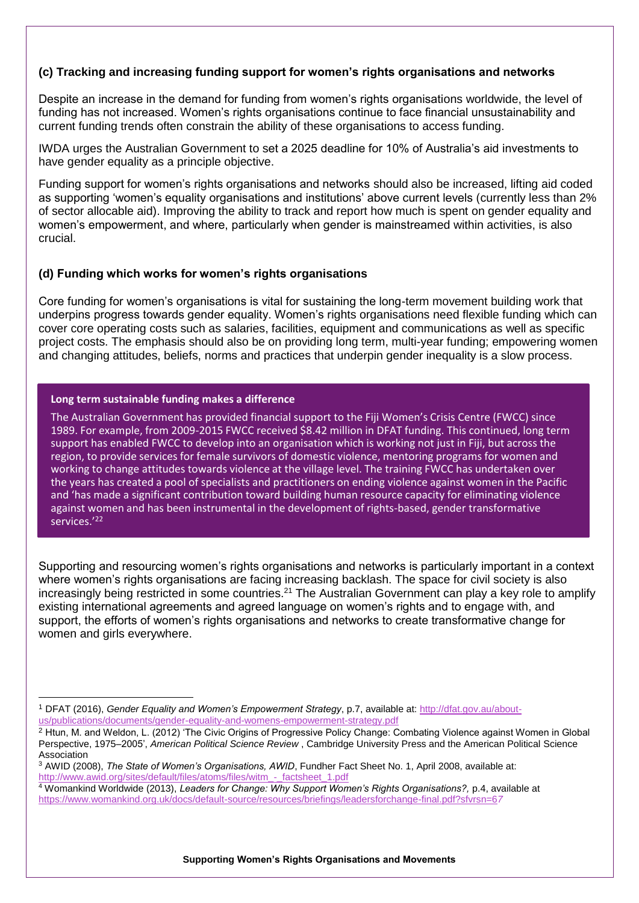### (c) Tracking and increasing funding support for women's rights organisations and networks

Despite an increase in the demand for funding from women's rights organisations worldwide, the level of funding has not increased. Women's rights organisations continue to face financial unsustainability and current funding trends often constrain the ability of these organisations to access funding.

IWDA urges the Australian Government to set a 2025 deadline for 10% of Australia's aid investments to have gender equality as a principle objective.

Funding support for women's rights organisations and networks should also be increased, lifting aid coded as supporting 'women's equality organisations and institutions' above current levels (currently less than 2% of sector allocable aid). Improving the ability to track and report how much is spent on gender equality and women's empowerment, and where, particularly when gender is mainstreamed within activities, is also crucial.

### (d) Funding which works for women's rights organisations

Core funding for women's organisations is vital for sustaining the long-term movement building work that underpins progress towards gender equality. Women's rights organisations need flexible funding which can cover core operating costs such as salaries, facilities, equipment and communications as well as specific project costs. The emphasis should also be on providing long term, multi-year funding; empowering women and changing attitudes, beliefs, norms and practices that underpin gender inequality is a slow process.

> **Long term sustainable funding makes a difference**
>
> The Australian Government has provided financial support to the Fiji Women's Crisis Centre (FWCC) since 1989. For example, from 2009-2015 FWCC received $8.42 million in DFAT funding. This continued, long term support has enabled FWCC to develop into an organisation which is working not just in Fiji, but across the region, to provide services for female survivors of domestic violence, mentoring programs for women and working to change attitudes towards violence at the village level. The training FWCC has undertaken over the years has created a pool of specialists and practitioners on ending violence against women in the Pacific and 'has made a significant contribution toward building human resource capacity for eliminating violence against women and has been instrumental in the development of rights-based, gender transformative services.'[22]

Supporting and resourcing women's rights organisations and networks is particularly important in a context where women's rights organisations are facing increasing backlash. The space for civil society is also increasingly being restricted in some countries.[21] The Australian Government can play a key role to amplify existing international agreements and agreed language on women's rights and to engage with, and support, the efforts of women's rights organisations and networks to create transformative change for women and girls everywhere.

---

[1] DFAT (2016), *Gender Equality and Women's Empowerment Strategy*, p.7, available at: http://dfat.gov.au/about-us/publications/documents/gender-equality-and-womens-empowerment-strategy.pdf

[2] Htun, M. and Weldon, L. (2012) 'The Civic Origins of Progressive Policy Change: Combating Violence against Women in Global Perspective, 1975–2005', *American Political Science Review* , Cambridge University Press and the American Political Science Association

[3] AWID (2008), *The State of Women's Organisations, AWID*, Fundher Fact Sheet No. 1, April 2008, available at: http://www.awid.org/sites/default/files/atoms/files/witm_-_factsheet_1.pdf

[4] Womankind Worldwide (2013), *Leaders for Change: Why Support Women's Rights Organisations?,* p.4, available at https://www.womankind.org.uk/docs/default-source/resources/briefings/leadersforchange-final.pdf?sfvrsn=67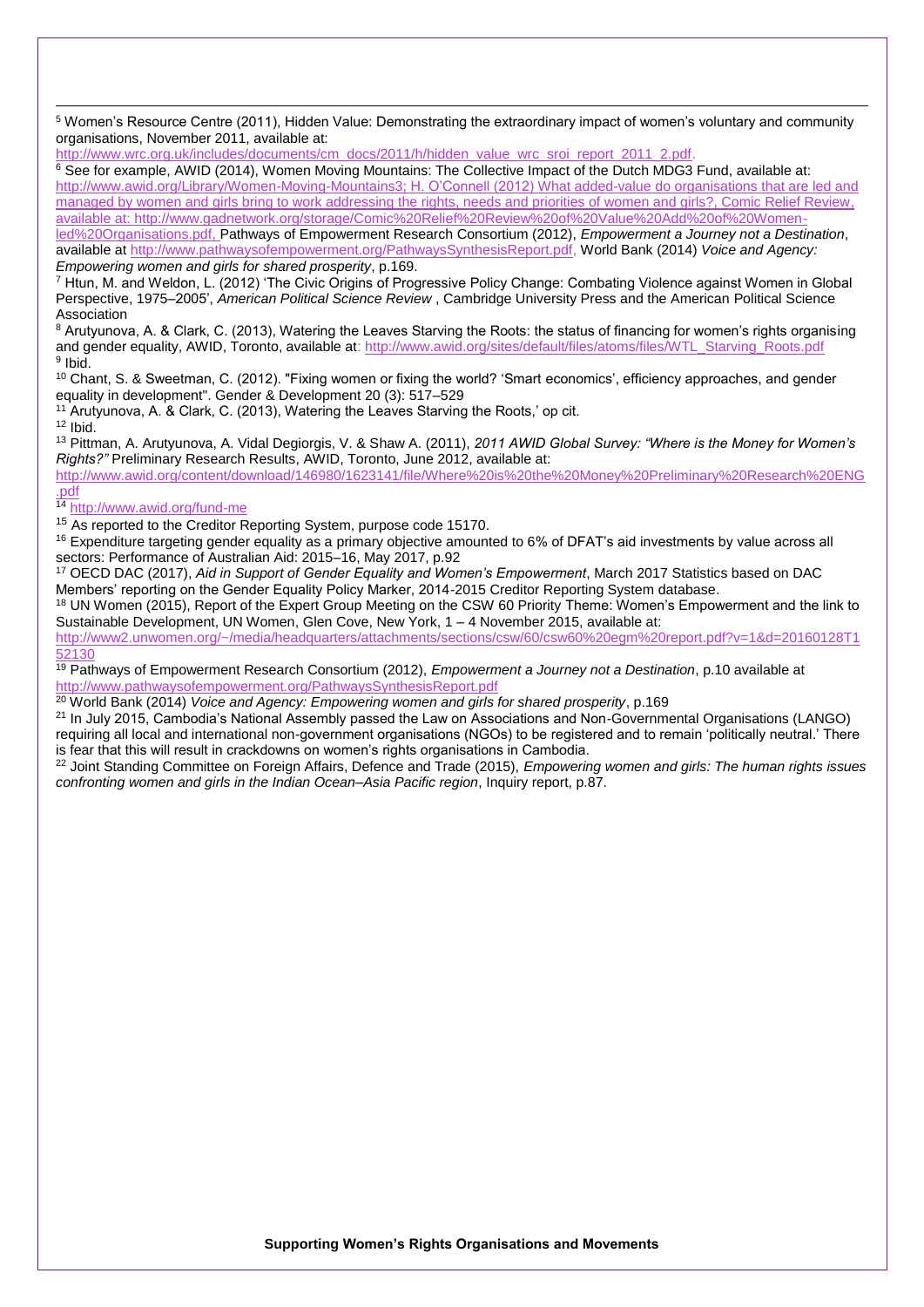[5] Women's Resource Centre (2011), Hidden Value: Demonstrating the extraordinary impact of women's voluntary and community organisations, November 2011, available at: http://www.wrc.org.uk/includes/documents/cm_docs/2011/h/hidden_value_wrc_sroi_report_2011_2.pdf.

[6] See for example, AWID (2014), Women Moving Mountains: The Collective Impact of the Dutch MDG3 Fund, available at: http://www.awid.org/Library/Women-Moving-Mountains3; H. O'Connell (2012) What added-value do organisations that are led and managed by women and girls bring to work addressing the rights, needs and priorities of women and girls?, Comic Relief Review, available at: http://www.gadnetwork.org/storage/Comic%20Relief%20Review%20of%20Value%20Add%20of%20Women-led%20Organisations.pdf, Pathways of Empowerment Research Consortium (2012), *Empowerment a Journey not a Destination*, available at http://www.pathwaysofempowerment.org/PathwaysSynthesisReport.pdf, World Bank (2014) *Voice and Agency: Empowering women and girls for shared prosperity*, p.169.

[7] Htun, M. and Weldon, L. (2012) 'The Civic Origins of Progressive Policy Change: Combating Violence against Women in Global Perspective, 1975–2005', *American Political Science Review* , Cambridge University Press and the American Political Science Association

[8] Arutyunova, A. & Clark, C. (2013), Watering the Leaves Starving the Roots: the status of financing for women's rights organising and gender equality, AWID, Toronto, available at: http://www.awid.org/sites/default/files/atoms/files/WTL_Starving_Roots.pdf

[9] Ibid.

[10] Chant, S. & Sweetman, C. (2012). "Fixing women or fixing the world? 'Smart economics', efficiency approaches, and gender equality in development". Gender & Development 20 (3): 517–529

[11] Arutyunova, A. & Clark, C. (2013), Watering the Leaves Starving the Roots,' op cit.

[12] Ibid.

[13] Pittman, A. Arutyunova, A. Vidal Degiorgis, V. & Shaw A. (2011), *2011 AWID Global Survey: "Where is the Money for Women's Rights?"* Preliminary Research Results, AWID, Toronto, June 2012, available at: http://www.awid.org/content/download/146980/1623141/file/Where%20is%20the%20Money%20Preliminary%20Research%20ENG.pdf

[14] http://www.awid.org/fund-me

[15] As reported to the Creditor Reporting System, purpose code 15170.

[16] Expenditure targeting gender equality as a primary objective amounted to 6% of DFAT's aid investments by value across all sectors: Performance of Australian Aid: 2015–16, May 2017, p.92

[17] OECD DAC (2017), *Aid in Support of Gender Equality and Women's Empowerment*, March 2017 Statistics based on DAC Members' reporting on the Gender Equality Policy Marker, 2014-2015 Creditor Reporting System database.

[18] UN Women (2015), Report of the Expert Group Meeting on the CSW 60 Priority Theme: Women's Empowerment and the link to Sustainable Development, UN Women, Glen Cove, New York, 1 – 4 November 2015, available at: http://www2.unwomen.org/~/media/headquarters/attachments/sections/csw/60/csw60%20egm%20report.pdf?v=1&d=20160128T152130

[19] Pathways of Empowerment Research Consortium (2012), *Empowerment a Journey not a Destination*, p.10 available at http://www.pathwaysofempowerment.org/PathwaysSynthesisReport.pdf

[20] World Bank (2014) *Voice and Agency: Empowering women and girls for shared prosperity*, p.169

[21] In July 2015, Cambodia's National Assembly passed the Law on Associations and Non-Governmental Organisations (LANGO) requiring all local and international non-government organisations (NGOs) to be registered and to remain 'politically neutral.' There is fear that this will result in crackdowns on women's rights organisations in Cambodia.

[22] Joint Standing Committee on Foreign Affairs, Defence and Trade (2015), *Empowering women and girls: The human rights issues confronting women and girls in the Indian Ocean–Asia Pacific region*, Inquiry report, p.87.